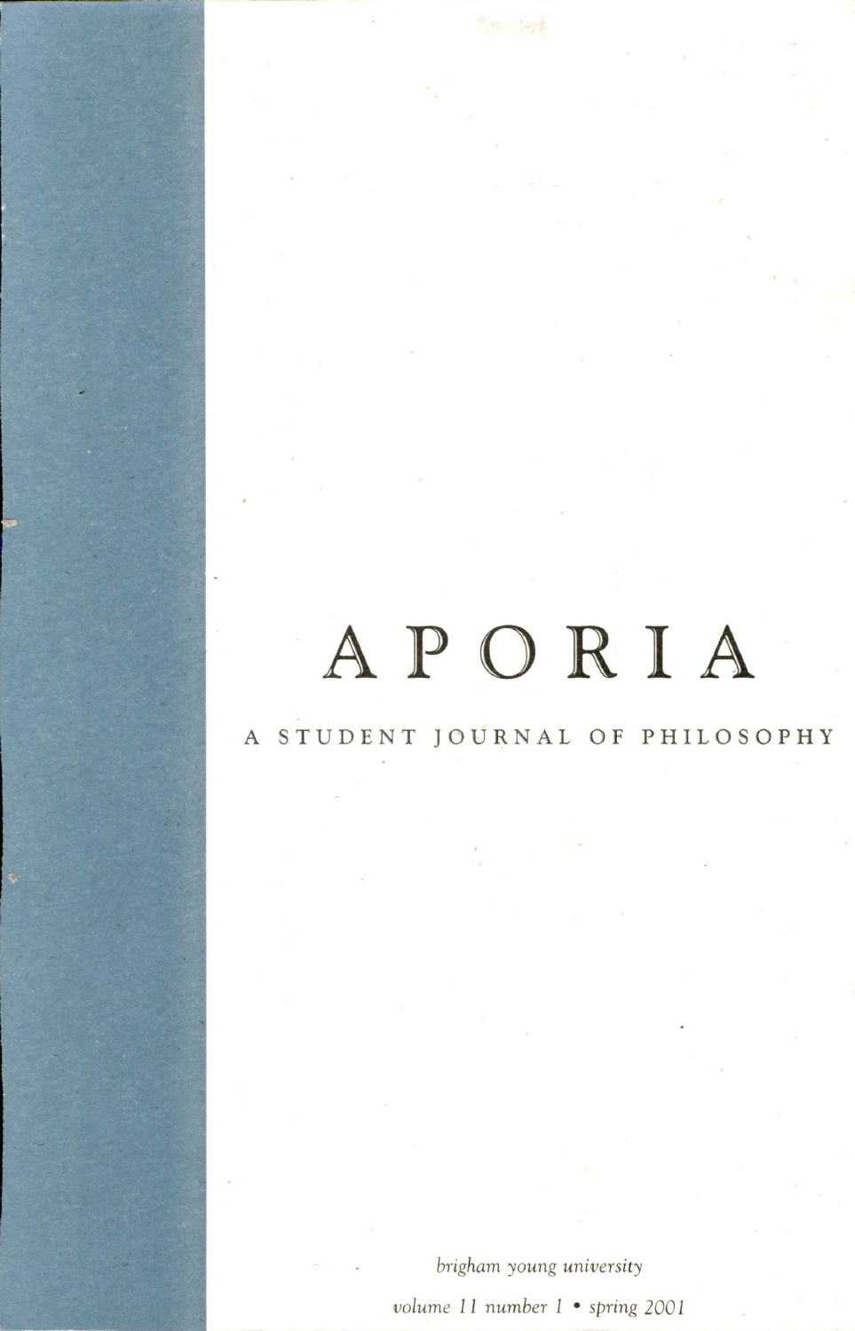# APORIA

## A STUDENT JOURNAL OF PHILOSOPHY

*brigham young university*

*volume 11 number 1 • spring 2001*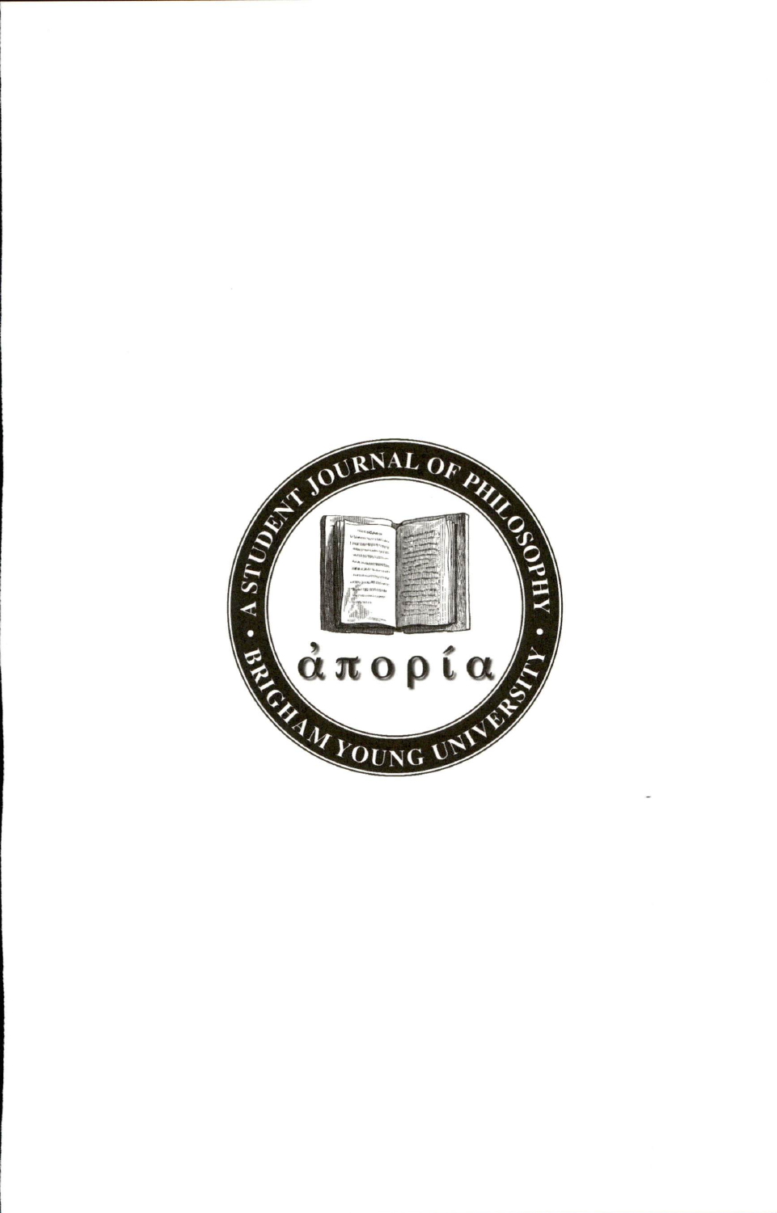A STUDENT JOURNAL OF PHILOSOPHY • BRIGHAM YOUNG UNIVERSITY •

ἀπορία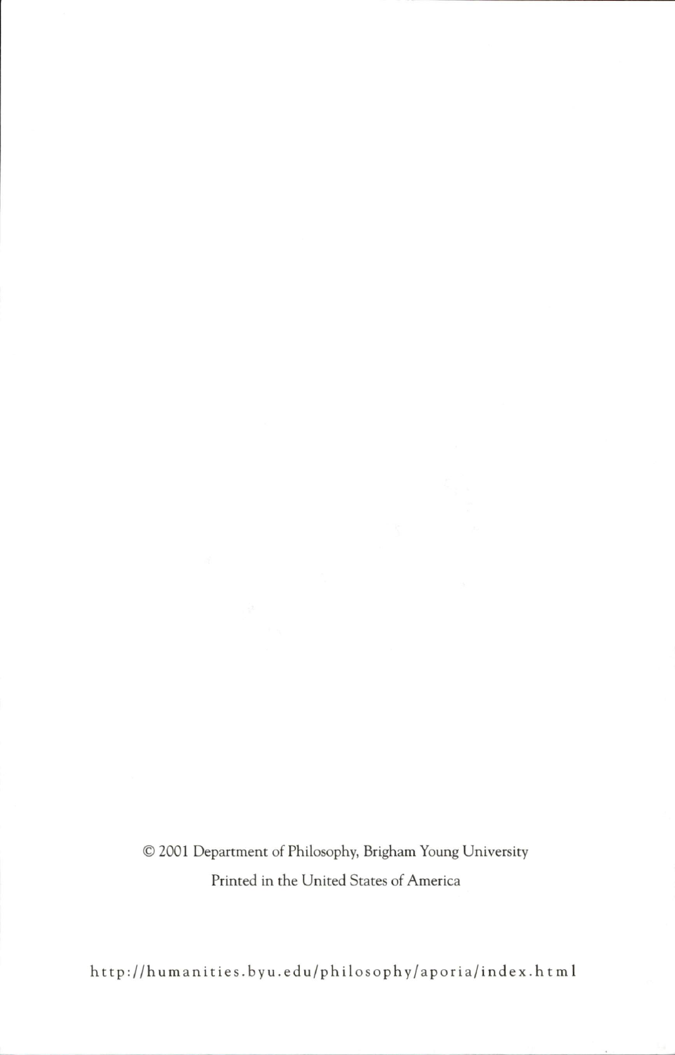© 2001 Department of Philosophy, Brigham Young University

Printed in the United States of America

http://humanities.byu.edu/philosophy/aporia/index.html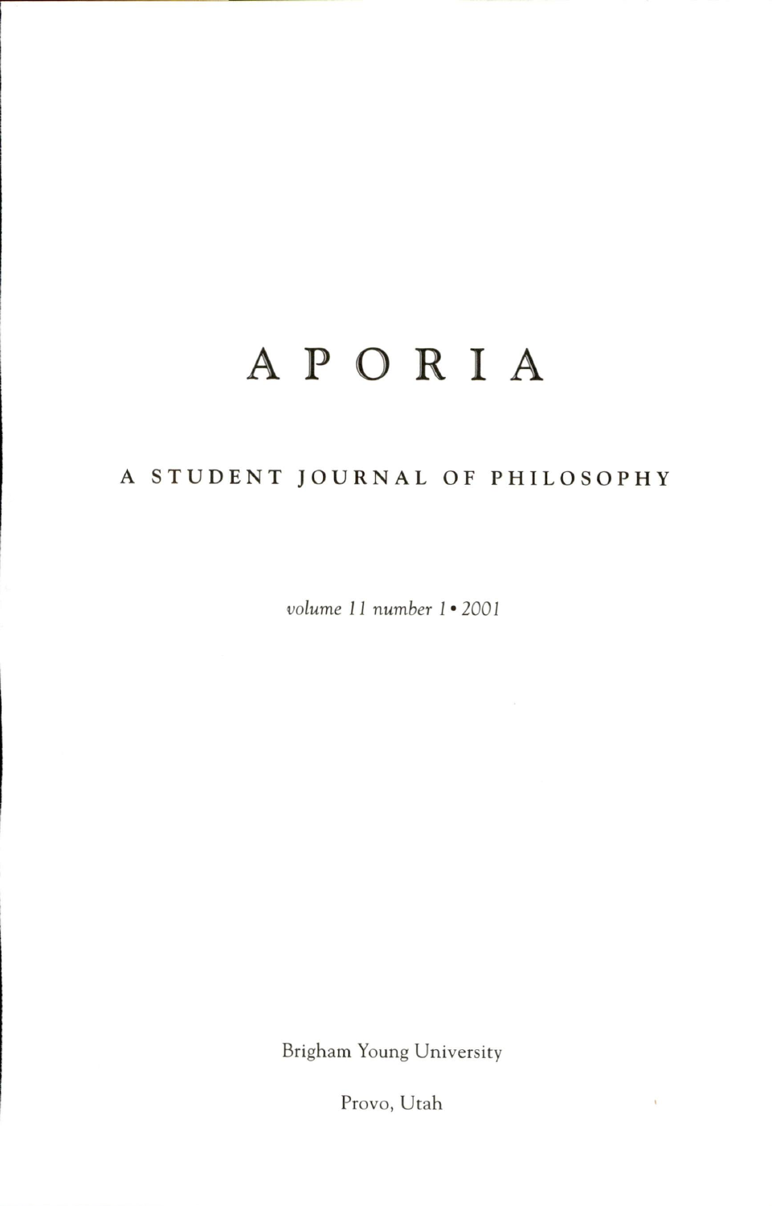# APORIA

## A STUDENT JOURNAL OF PHILOSOPHY

*volume 11 number 1 • 2001*

Brigham Young University

Provo, Utah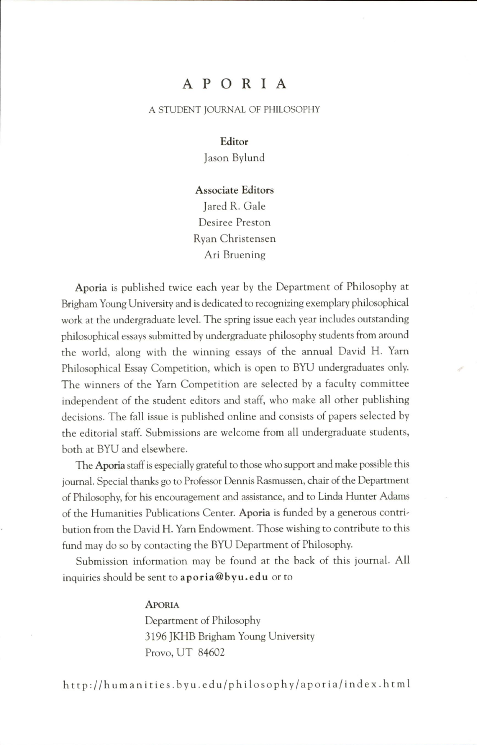# APORIA

A STUDENT JOURNAL OF PHILOSOPHY

**Editor**

Jason Bylund

**Associate Editors**

Jared R. Gale

Desiree Preston

Ryan Christensen

Ari Bruening

**Aporia** is published twice each year by the Department of Philosophy at Brigham Young University and is dedicated to recognizing exemplary philosophical work at the undergraduate level. The spring issue each year includes outstanding philosophical essays submitted by undergraduate philosophy students from around the world, along with the winning essays of the annual David H. Yarn Philosophical Essay Competition, which is open to BYU undergraduates only. The winners of the Yarn Competition are selected by a faculty committee independent of the student editors and staff, who make all other publishing decisions. The fall issue is published online and consists of papers selected by the editorial staff. Submissions are welcome from all undergraduate students, both at BYU and elsewhere.

The **Aporia** staff is especially grateful to those who support and make possible this journal. Special thanks go to Professor Dennis Rasmussen, chair of the Department of Philosophy, for his encouragement and assistance, and to Linda Hunter Adams of the Humanities Publications Center. **Aporia** is funded by a generous contribution from the David H. Yarn Endowment. Those wishing to contribute to this fund may do so by contacting the BYU Department of Philosophy.

Submission information may be found at the back of this journal. All inquiries should be sent to **aporia@byu.edu** or to

**APORIA**
Department of Philosophy
3196 JKHB Brigham Young University
Provo, UT 84602

http://humanities.byu.edu/philosophy/aporia/index.html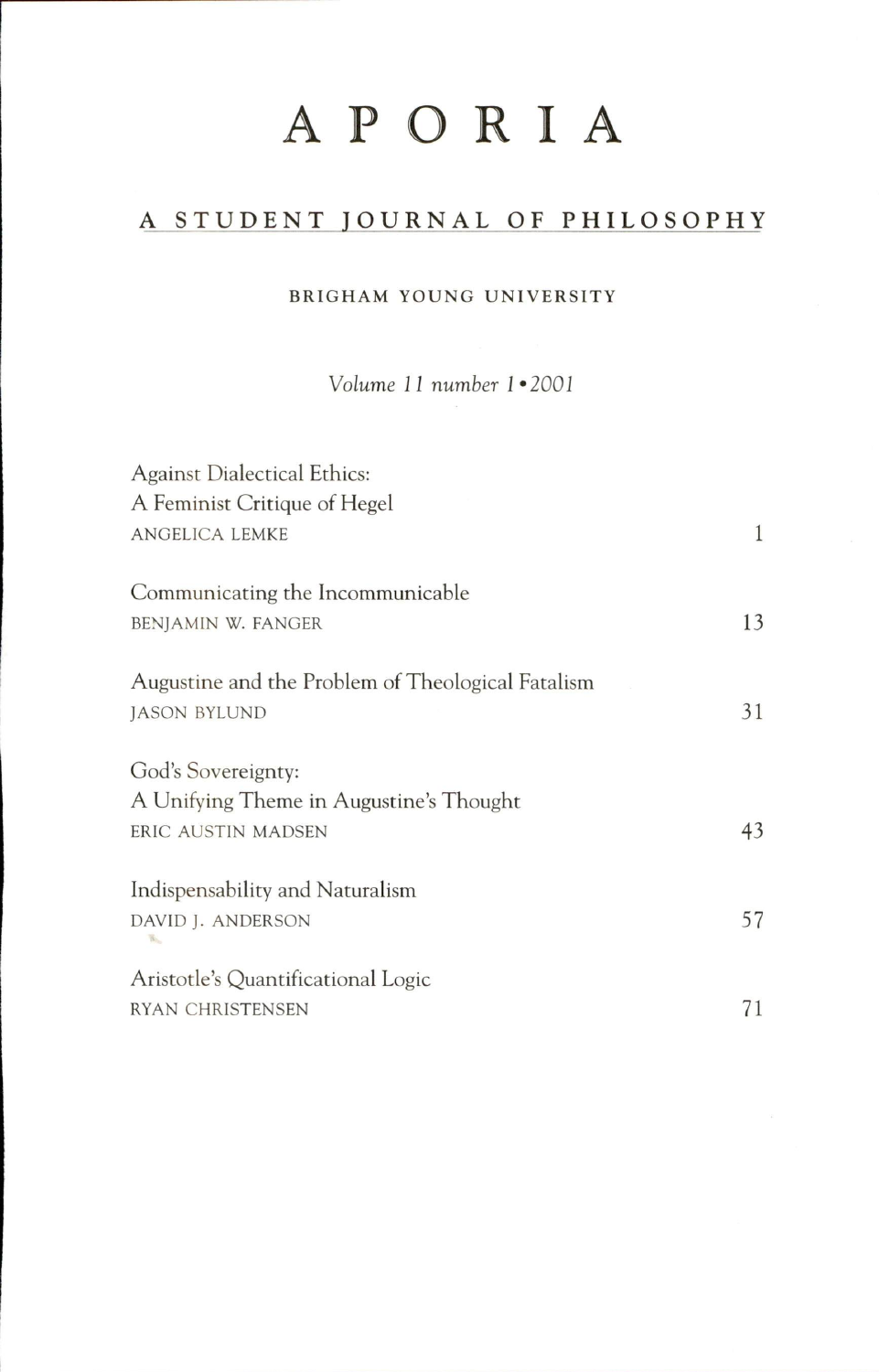# APORIA

## A STUDENT JOURNAL OF PHILOSOPHY

BRIGHAM YOUNG UNIVERSITY

*Volume 11 number 1 • 2001*

| | |
|---|---|
| Against Dialectical Ethics: A Feminist Critique of Hegel<br>ANGELICA LEMKE | 1 |
| Communicating the Incommunicable<br>BENJAMIN W. FANGER | 13 |
| Augustine and the Problem of Theological Fatalism<br>JASON BYLUND | 31 |
| God's Sovereignty: A Unifying Theme in Augustine's Thought<br>ERIC AUSTIN MADSEN | 43 |
| Indispensability and Naturalism<br>DAVID J. ANDERSON | 57 |
| Aristotle's Quantificational Logic<br>RYAN CHRISTENSEN | 71 |